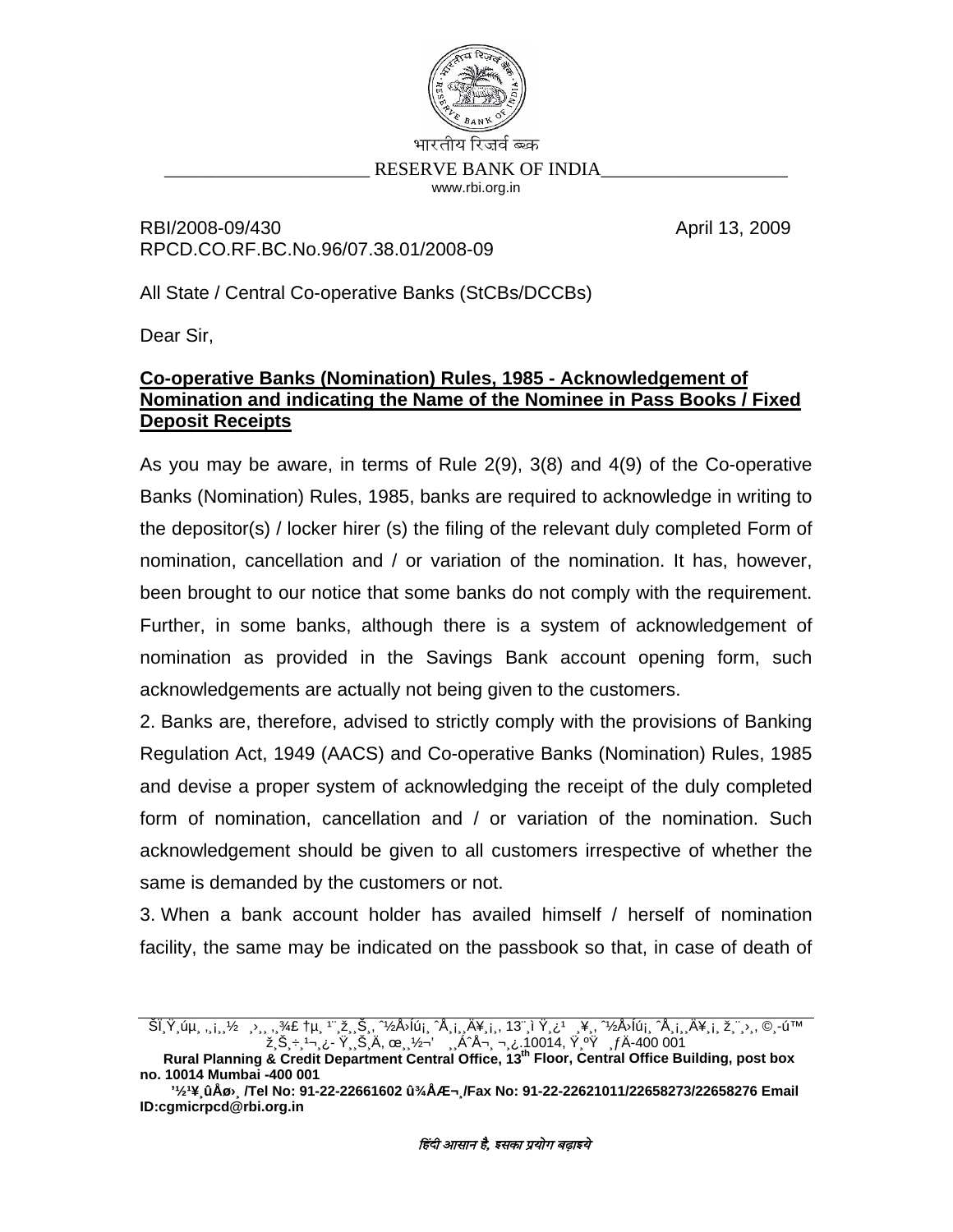भारतीय रिज़र्व बैंक

RESERVE BANK OF INDIA

www.rbi.org.in

RBI/2008-09/430  
RPCD.CO.RF.BC.No.96/07.38.01/2008-09

April 13, 2009

All State / Central Co-operative Banks (StCBs/DCCBs)

Dear Sir,

**Co-operative Banks (Nomination) Rules, 1985 - Acknowledgement of Nomination and indicating the Name of the Nominee in Pass Books / Fixed Deposit Receipts**

As you may be aware, in terms of Rule 2(9), 3(8) and 4(9) of the Co-operative Banks (Nomination) Rules, 1985, banks are required to acknowledge in writing to the depositor(s) / locker hirer (s) the filing of the relevant duly completed Form of nomination, cancellation and / or variation of the nomination. It has, however, been brought to our notice that some banks do not comply with the requirement. Further, in some banks, although there is a system of acknowledgement of nomination as provided in the Savings Bank account opening form, such acknowledgements are actually not being given to the customers.

2. Banks are, therefore, advised to strictly comply with the provisions of Banking Regulation Act, 1949 (AACS) and Co-operative Banks (Nomination) Rules, 1985 and devise a proper system of acknowledging the receipt of the duly completed form of nomination, cancellation and / or variation of the nomination. Such acknowledgement should be given to all customers irrespective of whether the same is demanded by the customers or not.

3. When a bank account holder has availed himself / herself of nomination facility, the same may be indicated on the passbook so that, in case of death of

---

**Rural Planning & Credit Department Central Office, 13th Floor, Central Office Building, post box no. 10014 Mumbai -400 001**

**/Tel No: 91-22-22661602 /Fax No: 91-22-22621011/22658273/22658276 Email ID:cgmicrpcd@rbi.org.in**

*हिंदी आसान है, इसका प्रयोग बढ़ाइये*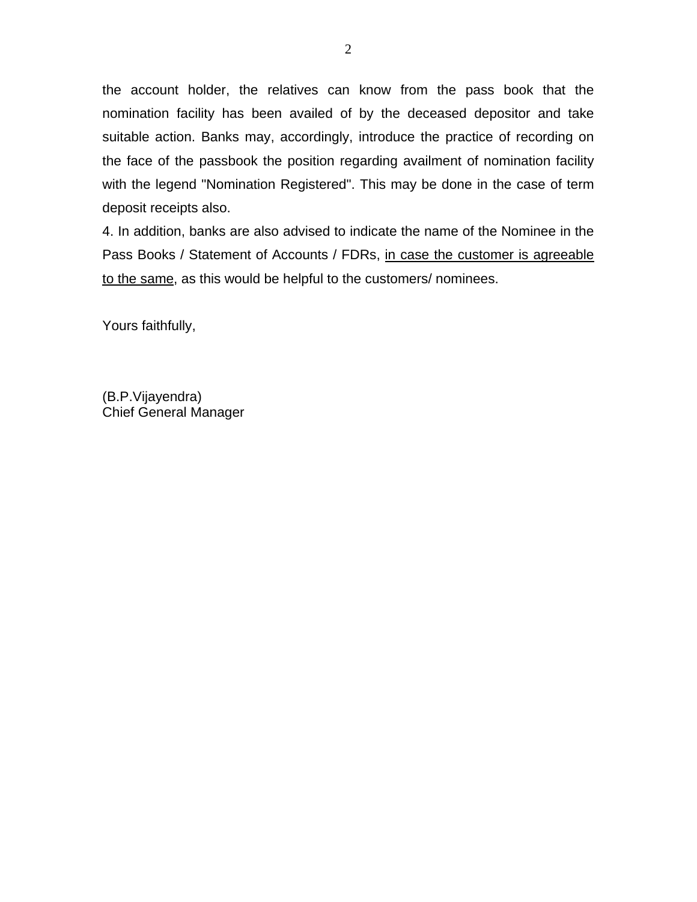the account holder, the relatives can know from the pass book that the nomination facility has been availed of by the deceased depositor and take suitable action. Banks may, accordingly, introduce the practice of recording on the face of the passbook the position regarding availment of nomination facility with the legend "Nomination Registered". This may be done in the case of term deposit receipts also.

4. In addition, banks are also advised to indicate the name of the Nominee in the Pass Books / Statement of Accounts / FDRs, <u>in case the customer is agreeable to the same</u>, as this would be helpful to the customers/ nominees.

Yours faithfully,

(B.P.Vijayendra)
Chief General Manager